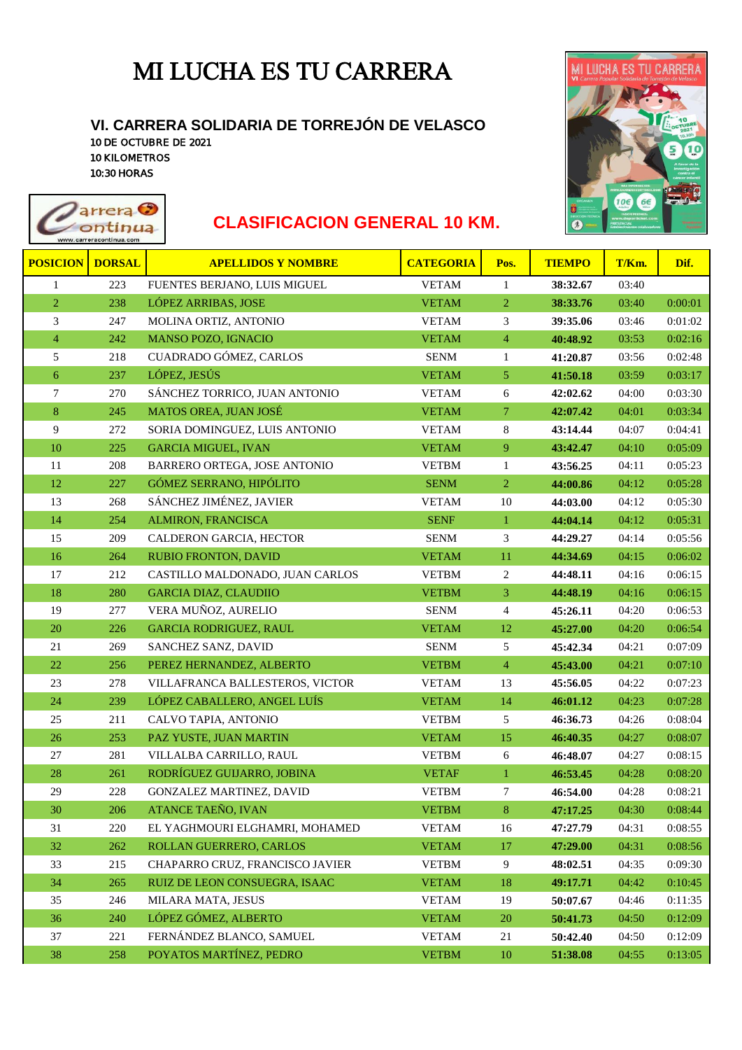# MI LUCHA ES TU CARRERA

### VI. CARRERA SOLIDARIA DE TORREJÓN DE VELASCO

10 DE OCTUBRE DE 2021
10 KILOMETROS
10:30 HORAS

## CLASIFICACION GENERAL 10 KM.

| POSICION | DORSAL | APELLIDOS Y NOMBRE | CATEGORIA | Pos. | TIEMPO | T/Km. | Dif. |
|---|---|---|---|---|---|---|---|
| 1 | 223 | FUENTES BERJANO, LUIS MIGUEL | VETAM | 1 | **38:32.67** | 03:40 | |
| 2 | 238 | LÓPEZ ARRIBAS, JOSE | VETAM | 2 | **38:33.76** | 03:40 | 0:00:01 |
| 3 | 247 | MOLINA ORTIZ, ANTONIO | VETAM | 3 | **39:35.06** | 03:46 | 0:01:02 |
| 4 | 242 | MANSO POZO, IGNACIO | VETAM | 4 | **40:48.92** | 03:53 | 0:02:16 |
| 5 | 218 | CUADRADO GÓMEZ, CARLOS | SENM | 1 | **41:20.87** | 03:56 | 0:02:48 |
| 6 | 237 | LÓPEZ, JESÚS | VETAM | 5 | **41:50.18** | 03:59 | 0:03:17 |
| 7 | 270 | SÁNCHEZ TORRICO, JUAN ANTONIO | VETAM | 6 | **42:02.62** | 04:00 | 0:03:30 |
| 8 | 245 | MATOS OREA, JUAN JOSÉ | VETAM | 7 | **42:07.42** | 04:01 | 0:03:34 |
| 9 | 272 | SORIA DOMINGUEZ, LUIS ANTONIO | VETAM | 8 | **43:14.44** | 04:07 | 0:04:41 |
| 10 | 225 | GARCIA MIGUEL, IVAN | VETAM | 9 | **43:42.47** | 04:10 | 0:05:09 |
| 11 | 208 | BARRERO ORTEGA, JOSE ANTONIO | VETBM | 1 | **43:56.25** | 04:11 | 0:05:23 |
| 12 | 227 | GÓMEZ SERRANO, HIPÓLITO | SENM | 2 | **44:00.86** | 04:12 | 0:05:28 |
| 13 | 268 | SÁNCHEZ JIMÉNEZ, JAVIER | VETAM | 10 | **44:03.00** | 04:12 | 0:05:30 |
| 14 | 254 | ALMIRON, FRANCISCA | SENF | 1 | **44:04.14** | 04:12 | 0:05:31 |
| 15 | 209 | CALDERON GARCIA, HECTOR | SENM | 3 | **44:29.27** | 04:14 | 0:05:56 |
| 16 | 264 | RUBIO FRONTON, DAVID | VETAM | 11 | **44:34.69** | 04:15 | 0:06:02 |
| 17 | 212 | CASTILLO MALDONADO, JUAN CARLOS | VETBM | 2 | **44:48.11** | 04:16 | 0:06:15 |
| 18 | 280 | GARCIA DIAZ, CLAUDIIO | VETBM | 3 | **44:48.19** | 04:16 | 0:06:15 |
| 19 | 277 | VERA MUÑOZ, AURELIO | SENM | 4 | **45:26.11** | 04:20 | 0:06:53 |
| 20 | 226 | GARCIA RODRIGUEZ, RAUL | VETAM | 12 | **45:27.00** | 04:20 | 0:06:54 |
| 21 | 269 | SANCHEZ SANZ, DAVID | SENM | 5 | **45:42.34** | 04:21 | 0:07:09 |
| 22 | 256 | PEREZ HERNANDEZ, ALBERTO | VETBM | 4 | **45:43.00** | 04:21 | 0:07:10 |
| 23 | 278 | VILLAFRANCA BALLESTEROS, VICTOR | VETAM | 13 | **45:56.05** | 04:22 | 0:07:23 |
| 24 | 239 | LÓPEZ CABALLERO, ANGEL LUÍS | VETAM | 14 | **46:01.12** | 04:23 | 0:07:28 |
| 25 | 211 | CALVO TAPIA, ANTONIO | VETBM | 5 | **46:36.73** | 04:26 | 0:08:04 |
| 26 | 253 | PAZ YUSTE, JUAN MARTIN | VETAM | 15 | **46:40.35** | 04:27 | 0:08:07 |
| 27 | 281 | VILLALBA CARRILLO, RAUL | VETBM | 6 | **46:48.07** | 04:27 | 0:08:15 |
| 28 | 261 | RODRÍGUEZ GUIJARRO, JOBINA | VETAF | 1 | **46:53.45** | 04:28 | 0:08:20 |
| 29 | 228 | GONZALEZ MARTINEZ, DAVID | VETBM | 7 | **46:54.00** | 04:28 | 0:08:21 |
| 30 | 206 | ATANCE TAEÑO, IVAN | VETBM | 8 | **47:17.25** | 04:30 | 0:08:44 |
| 31 | 220 | EL YAGHMOURI ELGHAMRI, MOHAMED | VETAM | 16 | **47:27.79** | 04:31 | 0:08:55 |
| 32 | 262 | ROLLAN GUERRERO, CARLOS | VETAM | 17 | **47:29.00** | 04:31 | 0:08:56 |
| 33 | 215 | CHAPARRO CRUZ, FRANCISCO JAVIER | VETBM | 9 | **48:02.51** | 04:35 | 0:09:30 |
| 34 | 265 | RUIZ DE LEON CONSUEGRA, ISAAC | VETAM | 18 | **49:17.71** | 04:42 | 0:10:45 |
| 35 | 246 | MILARA MATA, JESUS | VETAM | 19 | **50:07.67** | 04:46 | 0:11:35 |
| 36 | 240 | LÓPEZ GÓMEZ, ALBERTO | VETAM | 20 | **50:41.73** | 04:50 | 0:12:09 |
| 37 | 221 | FERNÁNDEZ BLANCO, SAMUEL | VETAM | 21 | **50:42.40** | 04:50 | 0:12:09 |
| 38 | 258 | POYATOS MARTÍNEZ, PEDRO | VETBM | 10 | **51:38.08** | 04:55 | 0:13:05 |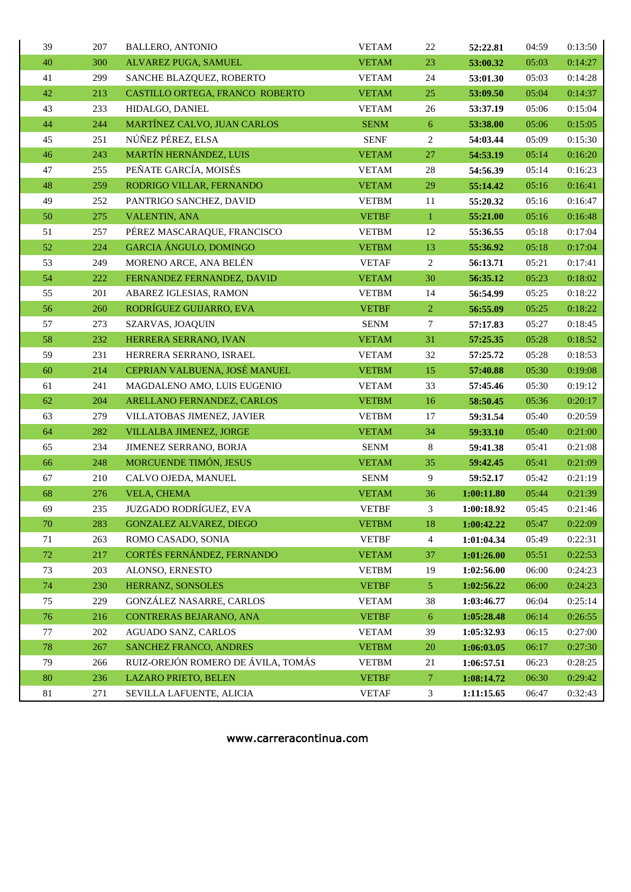| | | | | | | | |
|---|---|---|---|---|---|---|---|
| 39 | 207 | BALLERO, ANTONIO | VETAM | 22 | **52:22.81** | 04:59 | 0:13:50 |
| 40 | 300 | ALVAREZ PUGA, SAMUEL | VETAM | 23 | **53:00.32** | 05:03 | 0:14:27 |
| 41 | 299 | SANCHE BLAZQUEZ, ROBERTO | VETAM | 24 | **53:01.30** | 05:03 | 0:14:28 |
| 42 | 213 | CASTILLO ORTEGA, FRANCO ROBERTO | VETAM | 25 | **53:09.50** | 05:04 | 0:14:37 |
| 43 | 233 | HIDALGO, DANIEL | VETAM | 26 | **53:37.19** | 05:06 | 0:15:04 |
| 44 | 244 | MARTÍNEZ CALVO, JUAN CARLOS | SENM | 6 | **53:38.00** | 05:06 | 0:15:05 |
| 45 | 251 | NÚÑEZ PÉREZ, ELSA | SENF | 2 | **54:03.44** | 05:09 | 0:15:30 |
| 46 | 243 | MARTÍN HERNÁNDEZ, LUIS | VETAM | 27 | **54:53.19** | 05:14 | 0:16:20 |
| 47 | 255 | PEÑATE GARCÍA, MOISÉS | VETAM | 28 | **54:56.39** | 05:14 | 0:16:23 |
| 48 | 259 | RODRIGO VILLAR, FERNANDO | VETAM | 29 | **55:14.42** | 05:16 | 0:16:41 |
| 49 | 252 | PANTRIGO SANCHEZ, DAVID | VETBM | 11 | **55:20.32** | 05:16 | 0:16:47 |
| 50 | 275 | VALENTIN, ANA | VETBF | 1 | **55:21.00** | 05:16 | 0:16:48 |
| 51 | 257 | PÉREZ MASCARAQUE, FRANCISCO | VETBM | 12 | **55:36.55** | 05:18 | 0:17:04 |
| 52 | 224 | GARCIA ÁNGULO, DOMINGO | VETBM | 13 | **55:36.92** | 05:18 | 0:17:04 |
| 53 | 249 | MORENO ARCE, ANA BELÉN | VETAF | 2 | **56:13.71** | 05:21 | 0:17:41 |
| 54 | 222 | FERNANDEZ FERNANDEZ, DAVID | VETAM | 30 | **56:35.12** | 05:23 | 0:18:02 |
| 55 | 201 | ABAREZ IGLESIAS, RAMON | VETBM | 14 | **56:54.99** | 05:25 | 0:18:22 |
| 56 | 260 | RODRÍGUEZ GUIJARRO, EVA | VETBF | 2 | **56:55.09** | 05:25 | 0:18:22 |
| 57 | 273 | SZARVAS, JOAQUIN | SENM | 7 | **57:17.83** | 05:27 | 0:18:45 |
| 58 | 232 | HERRERA SERRANO, IVAN | VETAM | 31 | **57:25.35** | 05:28 | 0:18:52 |
| 59 | 231 | HERRERA SERRANO, ISRAEL | VETAM | 32 | **57:25.72** | 05:28 | 0:18:53 |
| 60 | 214 | CEPRIAN VALBUENA, JOSÉ MANUEL | VETBM | 15 | **57:40.88** | 05:30 | 0:19:08 |
| 61 | 241 | MAGDALENO AMO, LUIS EUGENIO | VETAM | 33 | **57:45.46** | 05:30 | 0:19:12 |
| 62 | 204 | ARELLANO FERNANDEZ, CARLOS | VETBM | 16 | **58:50.45** | 05:36 | 0:20:17 |
| 63 | 279 | VILLATOBAS JIMENEZ, JAVIER | VETBM | 17 | **59:31.54** | 05:40 | 0:20:59 |
| 64 | 282 | VILLALBA JIMENEZ, JORGE | VETAM | 34 | **59:33.10** | 05:40 | 0:21:00 |
| 65 | 234 | JIMENEZ SERRANO, BORJA | SENM | 8 | **59:41.38** | 05:41 | 0:21:08 |
| 66 | 248 | MORCUENDE TIMÓN, JESUS | VETAM | 35 | **59:42.45** | 05:41 | 0:21:09 |
| 67 | 210 | CALVO OJEDA, MANUEL | SENM | 9 | **59:52.17** | 05:42 | 0:21:19 |
| 68 | 276 | VELA, CHEMA | VETAM | 36 | **1:00:11.80** | 05:44 | 0:21:39 |
| 69 | 235 | JUZGADO RODRÍGUEZ, EVA | VETBF | 3 | **1:00:18.92** | 05:45 | 0:21:46 |
| 70 | 283 | GONZALEZ ALVAREZ, DIEGO | VETBM | 18 | **1:00:42.22** | 05:47 | 0:22:09 |
| 71 | 263 | ROMO CASADO, SONIA | VETBF | 4 | **1:01:04.34** | 05:49 | 0:22:31 |
| 72 | 217 | CORTÉS FERNÁNDEZ, FERNANDO | VETAM | 37 | **1:01:26.00** | 05:51 | 0:22:53 |
| 73 | 203 | ALONSO, ERNESTO | VETBM | 19 | **1:02:56.00** | 06:00 | 0:24:23 |
| 74 | 230 | HERRANZ, SONSOLES | VETBF | 5 | **1:02:56.22** | 06:00 | 0:24:23 |
| 75 | 229 | GONZÁLEZ NASARRE, CARLOS | VETAM | 38 | **1:03:46.77** | 06:04 | 0:25:14 |
| 76 | 216 | CONTRERAS BEJARANO, ANA | VETBF | 6 | **1:05:28.48** | 06:14 | 0:26:55 |
| 77 | 202 | AGUADO SANZ, CARLOS | VETAM | 39 | **1:05:32.93** | 06:15 | 0:27:00 |
| 78 | 267 | SANCHEZ FRANCO, ANDRES | VETBM | 20 | **1:06:03.05** | 06:17 | 0:27:30 |
| 79 | 266 | RUIZ-OREJÓN ROMERO DE ÁVILA, TOMÁS | VETBM | 21 | **1:06:57.51** | 06:23 | 0:28:25 |
| 80 | 236 | LAZARO PRIETO, BELEN | VETBF | 7 | **1:08:14.72** | 06:30 | 0:29:42 |
| 81 | 271 | SEVILLA LAFUENTE, ALICIA | VETAF | 3 | **1:11:15.65** | 06:47 | 0:32:43 |

www.carreracontinua.com